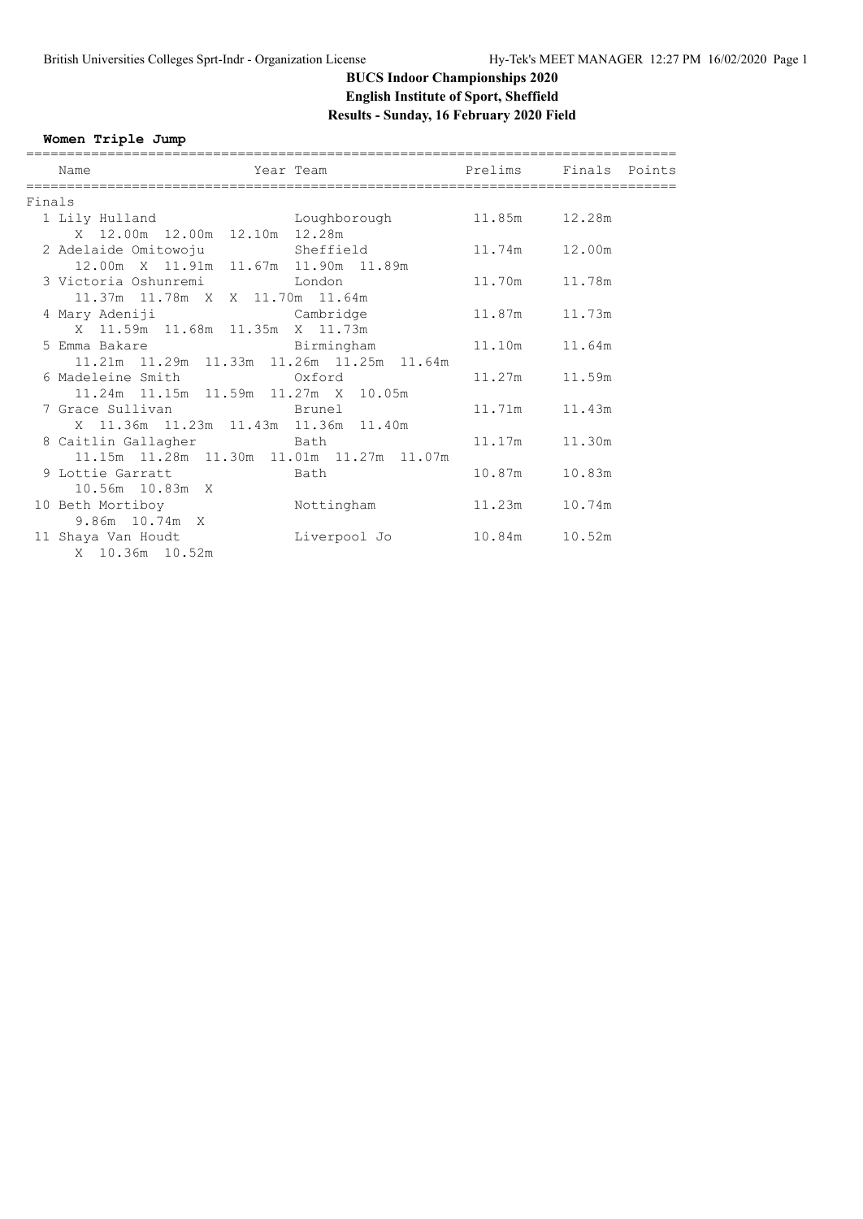# BUCS Indoor Championships 2020

## English Institute of Sport, Sheffield

### Results - Sunday, 16 February 2020 Field

**Women Triple Jump**

**Finals**

| Place | Name | Year | Team | Prelims | Finals | Points |
|---|---|---|---|---|---|---|
| 1 | Lily Hulland | | Loughborough | 11.85m | 12.28m | |
| | X 12.00m 12.00m 12.10m 12.28m | | | | | |
| 2 | Adelaide Omitowoju | | Sheffield | 11.74m | 12.00m | |
| | 12.00m X 11.91m 11.67m 11.90m 11.89m | | | | | |
| 3 | Victoria Oshunremi | | London | 11.70m | 11.78m | |
| | 11.37m 11.78m X X 11.70m 11.64m | | | | | |
| 4 | Mary Adeniji | | Cambridge | 11.87m | 11.73m | |
| | X 11.59m 11.68m 11.35m X 11.73m | | | | | |
| 5 | Emma Bakare | | Birmingham | 11.10m | 11.64m | |
| | 11.21m 11.29m 11.33m 11.26m 11.25m 11.64m | | | | | |
| 6 | Madeleine Smith | | Oxford | 11.27m | 11.59m | |
| | 11.24m 11.15m 11.59m 11.27m X 10.05m | | | | | |
| 7 | Grace Sullivan | | Brunel | 11.71m | 11.43m | |
| | X 11.36m 11.23m 11.43m 11.36m 11.40m | | | | | |
| 8 | Caitlin Gallagher | | Bath | 11.17m | 11.30m | |
| | 11.15m 11.28m 11.30m 11.01m 11.27m 11.07m | | | | | |
| 9 | Lottie Garratt | | Bath | 10.87m | 10.83m | |
| | 10.56m 10.83m X | | | | | |
| 10 | Beth Mortiboy | | Nottingham | 11.23m | 10.74m | |
| | 9.86m 10.74m X | | | | | |
| 11 | Shaya Van Houdt | | Liverpool Jo | 10.84m | 10.52m | |
| | X 10.36m 10.52m | | | | | |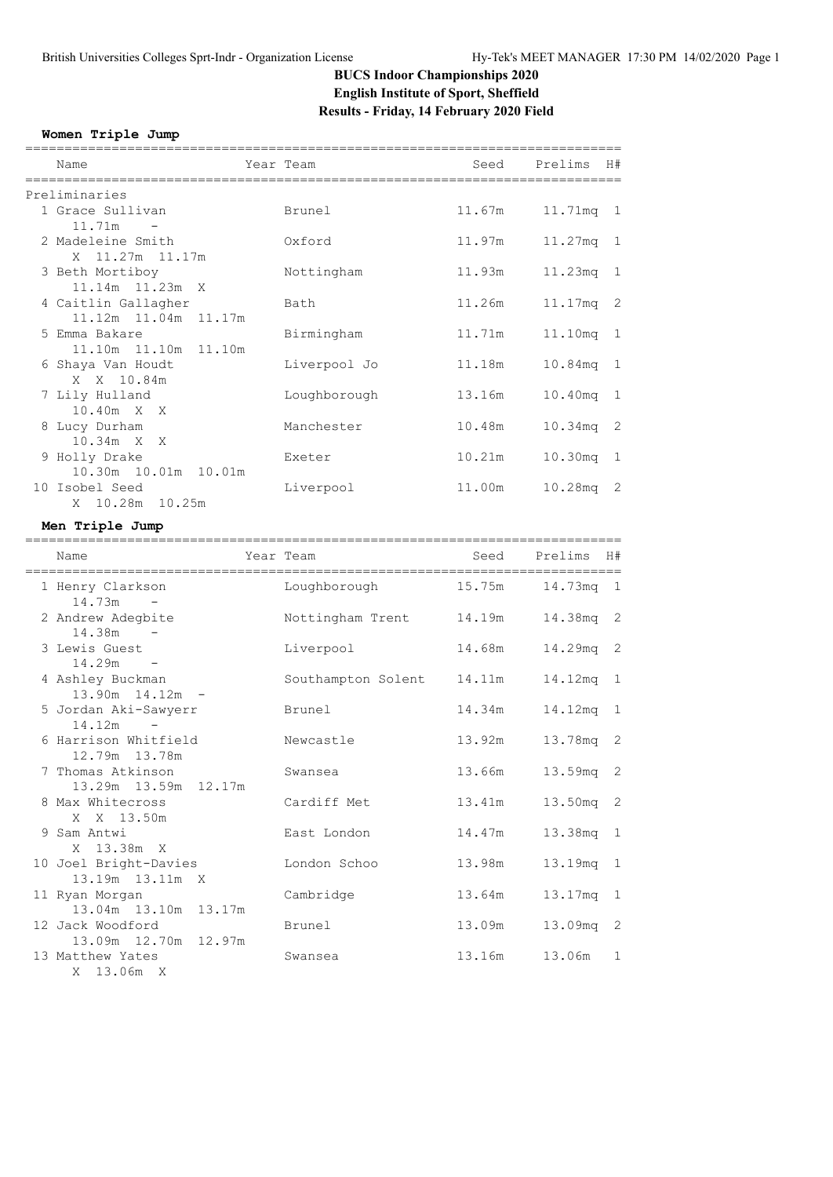# BUCS Indoor Championships 2020

**English Institute of Sport, Sheffield**

**Results - Friday, 14 February 2020 Field**

## Women Triple Jump

### Preliminaries

| Place | Name | Year | Team | Seed | Prelims | H# |
|---|---|---|---|---|---|---|
| 1 | Grace Sullivan | | Brunel | 11.67m | 11.71mq | 1 |
| | 11.71m - | | | | | |
| 2 | Madeleine Smith | | Oxford | 11.97m | 11.27mq | 1 |
| | X 11.27m 11.17m | | | | | |
| 3 | Beth Mortiboy | | Nottingham | 11.93m | 11.23mq | 1 |
| | 11.14m 11.23m X | | | | | |
| 4 | Caitlin Gallagher | | Bath | 11.26m | 11.17mq | 2 |
| | 11.12m 11.04m 11.17m | | | | | |
| 5 | Emma Bakare | | Birmingham | 11.71m | 11.10mq | 1 |
| | 11.10m 11.10m 11.10m | | | | | |
| 6 | Shaya Van Houdt | | Liverpool Jo | 11.18m | 10.84mq | 1 |
| | X X 10.84m | | | | | |
| 7 | Lily Hulland | | Loughborough | 13.16m | 10.40mq | 1 |
| | 10.40m X X | | | | | |
| 8 | Lucy Durham | | Manchester | 10.48m | 10.34mq | 2 |
| | 10.34m X X | | | | | |
| 9 | Holly Drake | | Exeter | 10.21m | 10.30mq | 1 |
| | 10.30m 10.01m 10.01m | | | | | |
| 10 | Isobel Seed | | Liverpool | 11.00m | 10.28mq | 2 |
| | X 10.28m 10.25m | | | | | |

## Men Triple Jump

| Place | Name | Year | Team | Seed | Prelims | H# |
|---|---|---|---|---|---|---|
| 1 | Henry Clarkson | | Loughborough | 15.75m | 14.73mq | 1 |
| | 14.73m - | | | | | |
| 2 | Andrew Adegbite | | Nottingham Trent | 14.19m | 14.38mq | 2 |
| | 14.38m - | | | | | |
| 3 | Lewis Guest | | Liverpool | 14.68m | 14.29mq | 2 |
| | 14.29m - | | | | | |
| 4 | Ashley Buckman | | Southampton Solent | 14.11m | 14.12mq | 1 |
| | 13.90m 14.12m - | | | | | |
| 5 | Jordan Aki-Sawyerr | | Brunel | 14.34m | 14.12mq | 1 |
| | 14.12m - | | | | | |
| 6 | Harrison Whitfield | | Newcastle | 13.92m | 13.78mq | 2 |
| | 12.79m 13.78m | | | | | |
| 7 | Thomas Atkinson | | Swansea | 13.66m | 13.59mq | 2 |
| | 13.29m 13.59m 12.17m | | | | | |
| 8 | Max Whitecross | | Cardiff Met | 13.41m | 13.50mq | 2 |
| | X X 13.50m | | | | | |
| 9 | Sam Antwi | | East London | 14.47m | 13.38mq | 1 |
| | X 13.38m X | | | | | |
| 10 | Joel Bright-Davies | | London Schoo | 13.98m | 13.19mq | 1 |
| | 13.19m 13.11m X | | | | | |
| 11 | Ryan Morgan | | Cambridge | 13.64m | 13.17mq | 1 |
| | 13.04m 13.10m 13.17m | | | | | |
| 12 | Jack Woodford | | Brunel | 13.09m | 13.09mq | 2 |
| | 13.09m 12.70m 12.97m | | | | | |
| 13 | Matthew Yates | | Swansea | 13.16m | 13.06m | 1 |
| | X 13.06m X | | | | | |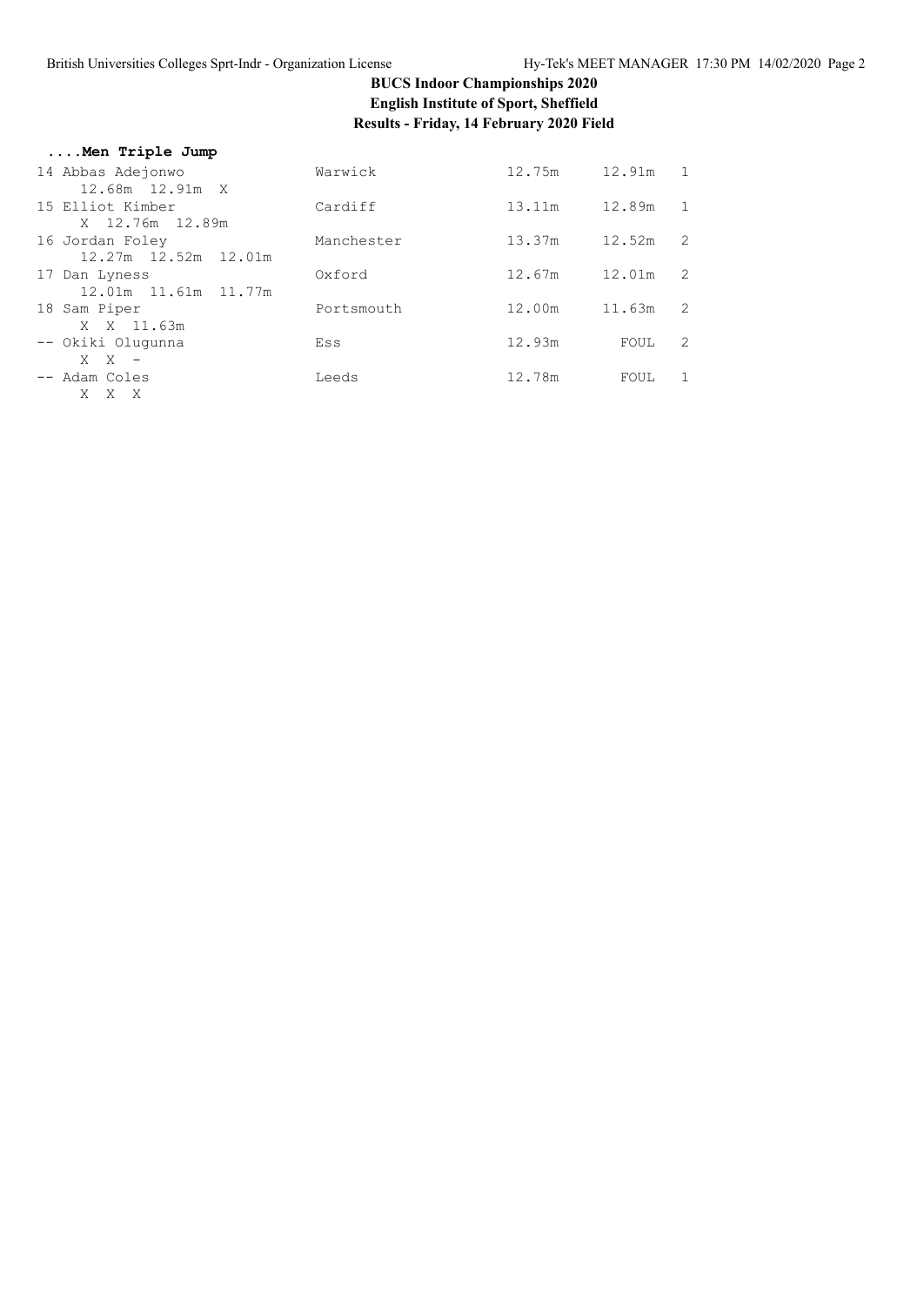# BCUS Indoor Championships 2020

## English Institute of Sport, Sheffield

### Results - Friday, 14 February 2020 Field

**....Men Triple Jump**

```
14 Abbas Adejonwo              Warwick              12.75m    12.91m   1
     12.68m  12.91m  X
15 Elliot Kimber               Cardiff              13.11m    12.89m   1
     X  12.76m  12.89m
16 Jordan Foley                Manchester           13.37m    12.52m   2
     12.27m  12.52m  12.01m
17 Dan Lyness                  Oxford               12.67m    12.01m   2
     12.01m  11.61m  11.77m
18 Sam Piper                   Portsmouth           12.00m    11.63m   2
     X  X  11.63m
-- Okiki Olugunna              Ess                  12.93m      FOUL   2
     X  X  -
-- Adam Coles                  Leeds                12.78m      FOUL   1
     X  X  X
```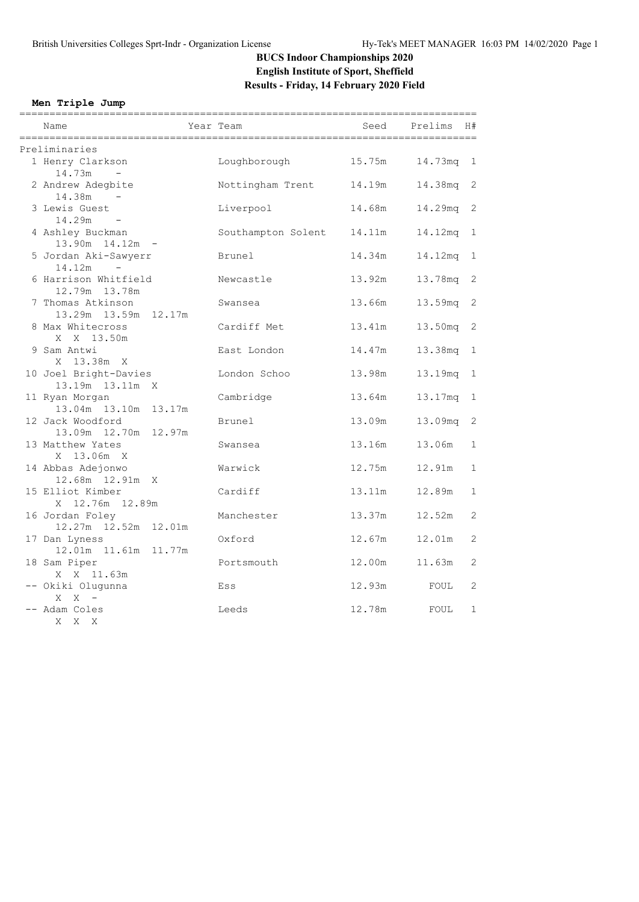# BUCS Indoor Championships 2020

**English Institute of Sport, Sheffield**

**Results - Friday, 14 February 2020 Field**

### Men Triple Jump

| Name | Year Team | Seed | Prelims | H# |
|---|---|---|---|---|
| **Preliminaries** | | | | |
| 1 Henry Clarkson | Loughborough | 15.75m | 14.73mq | 1 |
| 14.73m - | | | | |
| 2 Andrew Adegbite | Nottingham Trent | 14.19m | 14.38mq | 2 |
| 14.38m - | | | | |
| 3 Lewis Guest | Liverpool | 14.68m | 14.29mq | 2 |
| 14.29m - | | | | |
| 4 Ashley Buckman | Southampton Solent | 14.11m | 14.12mq | 1 |
| 13.90m 14.12m - | | | | |
| 5 Jordan Aki-Sawyerr | Brunel | 14.34m | 14.12mq | 1 |
| 14.12m - | | | | |
| 6 Harrison Whitfield | Newcastle | 13.92m | 13.78mq | 2 |
| 12.79m 13.78m | | | | |
| 7 Thomas Atkinson | Swansea | 13.66m | 13.59mq | 2 |
| 13.29m 13.59m 12.17m | | | | |
| 8 Max Whitecross | Cardiff Met | 13.41m | 13.50mq | 2 |
| X X 13.50m | | | | |
| 9 Sam Antwi | East London | 14.47m | 13.38mq | 1 |
| X 13.38m X | | | | |
| 10 Joel Bright-Davies | London Schoo | 13.98m | 13.19mq | 1 |
| 13.19m 13.11m X | | | | |
| 11 Ryan Morgan | Cambridge | 13.64m | 13.17mq | 1 |
| 13.04m 13.10m 13.17m | | | | |
| 12 Jack Woodford | Brunel | 13.09m | 13.09mq | 2 |
| 13.09m 12.70m 12.97m | | | | |
| 13 Matthew Yates | Swansea | 13.16m | 13.06m | 1 |
| X 13.06m X | | | | |
| 14 Abbas Adejonwo | Warwick | 12.75m | 12.91m | 1 |
| 12.68m 12.91m X | | | | |
| 15 Elliot Kimber | Cardiff | 13.11m | 12.89m | 1 |
| X 12.76m 12.89m | | | | |
| 16 Jordan Foley | Manchester | 13.37m | 12.52m | 2 |
| 12.27m 12.52m 12.01m | | | | |
| 17 Dan Lyness | Oxford | 12.67m | 12.01m | 2 |
| 12.01m 11.61m 11.77m | | | | |
| 18 Sam Piper | Portsmouth | 12.00m | 11.63m | 2 |
| X X 11.63m | | | | |
| -- Okiki Olugunna | Ess | 12.93m | FOUL | 2 |
| X X - | | | | |
| -- Adam Coles | Leeds | 12.78m | FOUL | 1 |
| X X X | | | | |